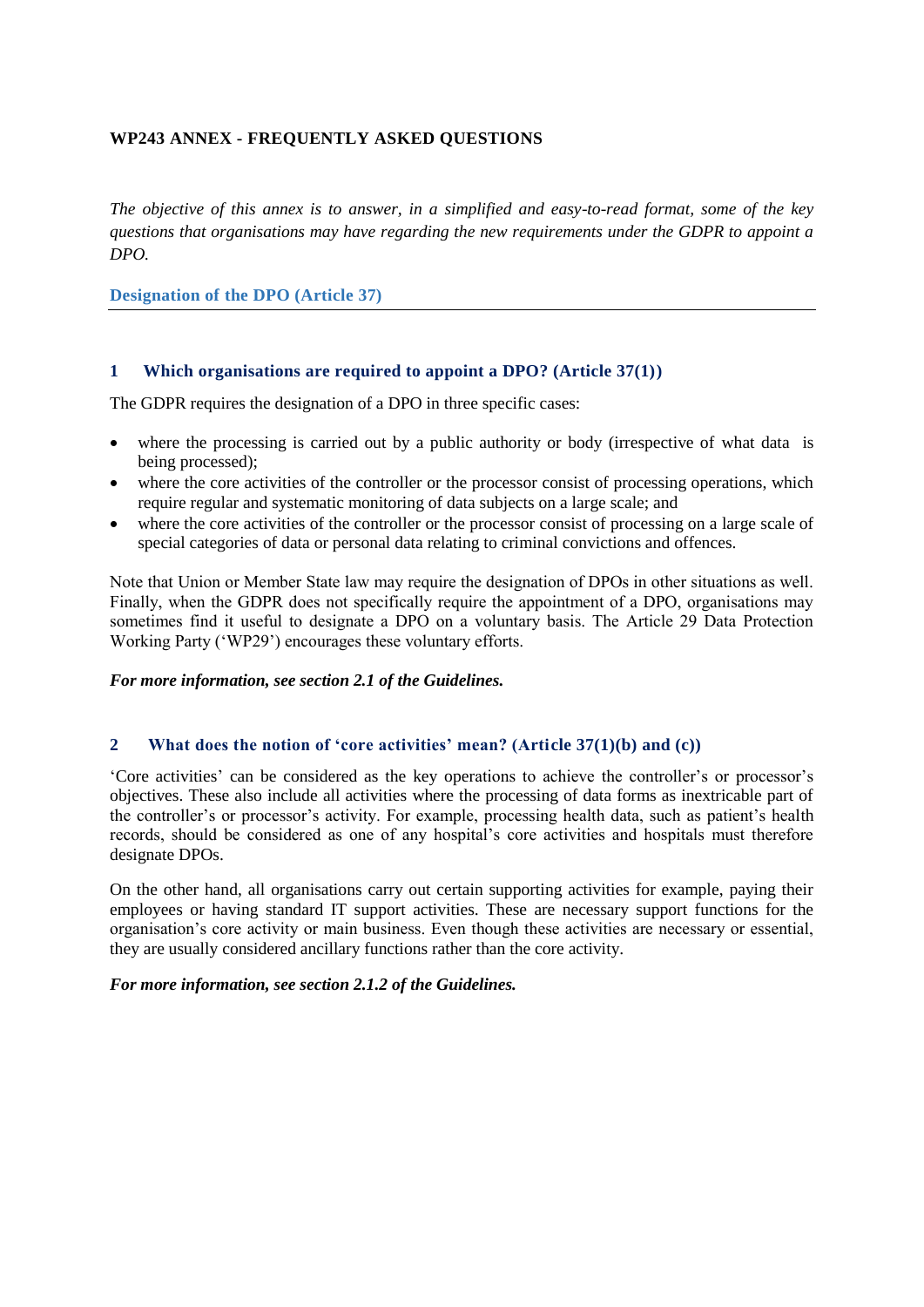# WP243 ANNEX - FREQUENTLY ASKED QUESTIONS

*The objective of this annex is to answer, in a simplified and easy-to-read format, some of the key questions that organisations may have regarding the new requirements under the GDPR to appoint a DPO.*

## Designation of the DPO (Article 37)

### 1 Which organisations are required to appoint a DPO? (Article 37(1))

The GDPR requires the designation of a DPO in three specific cases:

- where the processing is carried out by a public authority or body (irrespective of what data is being processed);
- where the core activities of the controller or the processor consist of processing operations, which require regular and systematic monitoring of data subjects on a large scale; and
- where the core activities of the controller or the processor consist of processing on a large scale of special categories of data or personal data relating to criminal convictions and offences.

Note that Union or Member State law may require the designation of DPOs in other situations as well. Finally, when the GDPR does not specifically require the appointment of a DPO, organisations may sometimes find it useful to designate a DPO on a voluntary basis. The Article 29 Data Protection Working Party ('WP29') encourages these voluntary efforts.

***For more information, see section 2.1 of the Guidelines.***

### 2 What does the notion of 'core activities' mean? (Article 37(1)(b) and (c))

'Core activities' can be considered as the key operations to achieve the controller's or processor's objectives. These also include all activities where the processing of data forms as inextricable part of the controller's or processor's activity. For example, processing health data, such as patient's health records, should be considered as one of any hospital's core activities and hospitals must therefore designate DPOs.

On the other hand, all organisations carry out certain supporting activities for example, paying their employees or having standard IT support activities. These are necessary support functions for the organisation's core activity or main business. Even though these activities are necessary or essential, they are usually considered ancillary functions rather than the core activity.

***For more information, see section 2.1.2 of the Guidelines.***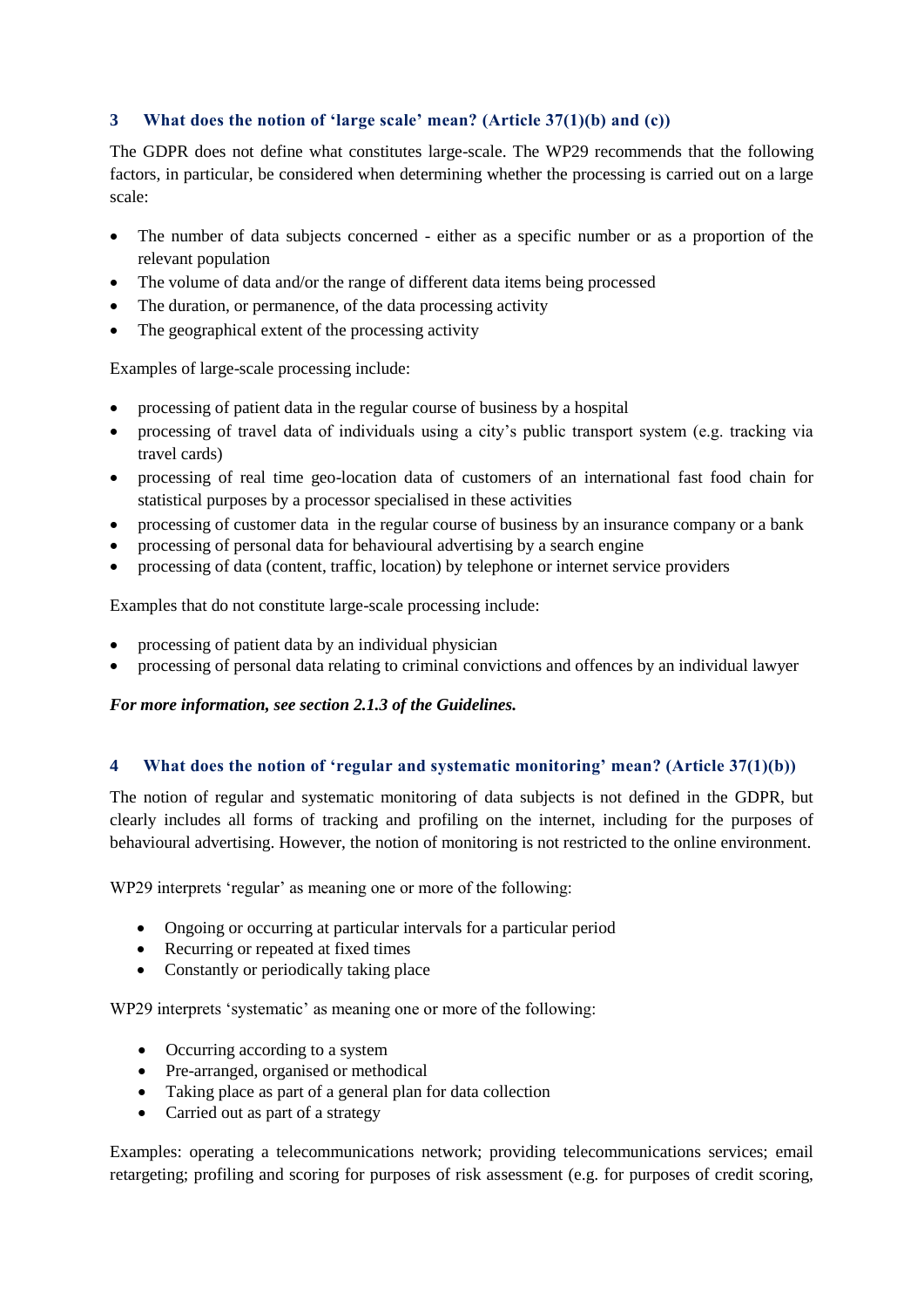## 3 What does the notion of 'large scale' mean? (Article 37(1)(b) and (c))

The GDPR does not define what constitutes large-scale. The WP29 recommends that the following factors, in particular, be considered when determining whether the processing is carried out on a large scale:

- The number of data subjects concerned - either as a specific number or as a proportion of the relevant population
- The volume of data and/or the range of different data items being processed
- The duration, or permanence, of the data processing activity
- The geographical extent of the processing activity

Examples of large-scale processing include:

- processing of patient data in the regular course of business by a hospital
- processing of travel data of individuals using a city's public transport system (e.g. tracking via travel cards)
- processing of real time geo-location data of customers of an international fast food chain for statistical purposes by a processor specialised in these activities
- processing of customer data in the regular course of business by an insurance company or a bank
- processing of personal data for behavioural advertising by a search engine
- processing of data (content, traffic, location) by telephone or internet service providers

Examples that do not constitute large-scale processing include:

- processing of patient data by an individual physician
- processing of personal data relating to criminal convictions and offences by an individual lawyer

***For more information, see section 2.1.3 of the Guidelines.***

## 4 What does the notion of 'regular and systematic monitoring' mean? (Article 37(1)(b))

The notion of regular and systematic monitoring of data subjects is not defined in the GDPR, but clearly includes all forms of tracking and profiling on the internet, including for the purposes of behavioural advertising. However, the notion of monitoring is not restricted to the online environment.

WP29 interprets 'regular' as meaning one or more of the following:

- Ongoing or occurring at particular intervals for a particular period
- Recurring or repeated at fixed times
- Constantly or periodically taking place

WP29 interprets 'systematic' as meaning one or more of the following:

- Occurring according to a system
- Pre-arranged, organised or methodical
- Taking place as part of a general plan for data collection
- Carried out as part of a strategy

Examples: operating a telecommunications network; providing telecommunications services; email retargeting; profiling and scoring for purposes of risk assessment (e.g. for purposes of credit scoring,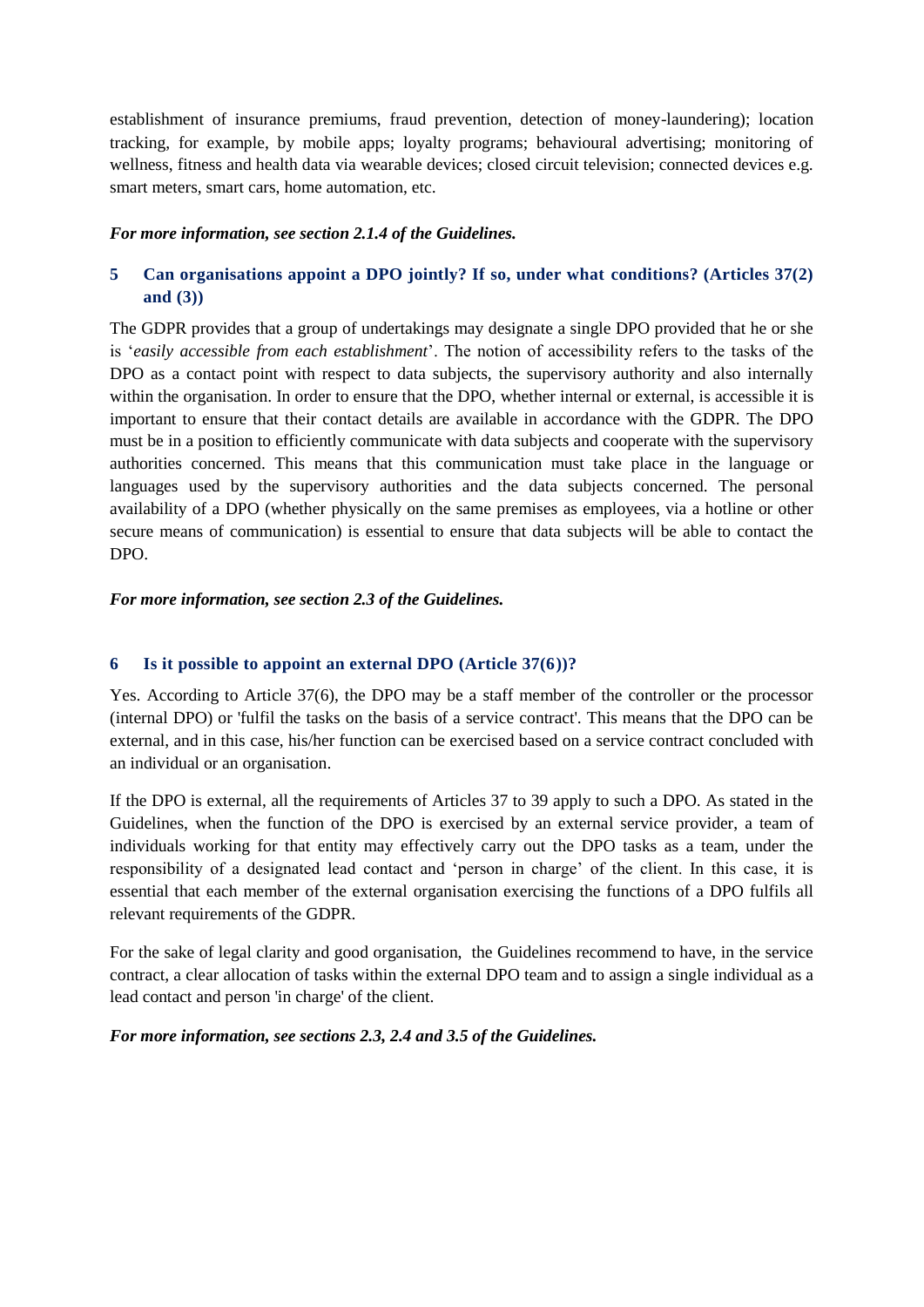establishment of insurance premiums, fraud prevention, detection of money-laundering); location tracking, for example, by mobile apps; loyalty programs; behavioural advertising; monitoring of wellness, fitness and health data via wearable devices; closed circuit television; connected devices e.g. smart meters, smart cars, home automation, etc.

***For more information, see section 2.1.4 of the Guidelines.***

## 5 Can organisations appoint a DPO jointly? If so, under what conditions? (Articles 37(2) and (3))

The GDPR provides that a group of undertakings may designate a single DPO provided that he or she is '*easily accessible from each establishment*'. The notion of accessibility refers to the tasks of the DPO as a contact point with respect to data subjects, the supervisory authority and also internally within the organisation. In order to ensure that the DPO, whether internal or external, is accessible it is important to ensure that their contact details are available in accordance with the GDPR. The DPO must be in a position to efficiently communicate with data subjects and cooperate with the supervisory authorities concerned. This means that this communication must take place in the language or languages used by the supervisory authorities and the data subjects concerned. The personal availability of a DPO (whether physically on the same premises as employees, via a hotline or other secure means of communication) is essential to ensure that data subjects will be able to contact the DPO.

***For more information, see section 2.3 of the Guidelines.***

## 6 Is it possible to appoint an external DPO (Article 37(6))?

Yes. According to Article 37(6), the DPO may be a staff member of the controller or the processor (internal DPO) or 'fulfil the tasks on the basis of a service contract'. This means that the DPO can be external, and in this case, his/her function can be exercised based on a service contract concluded with an individual or an organisation.

If the DPO is external, all the requirements of Articles 37 to 39 apply to such a DPO. As stated in the Guidelines, when the function of the DPO is exercised by an external service provider, a team of individuals working for that entity may effectively carry out the DPO tasks as a team, under the responsibility of a designated lead contact and 'person in charge' of the client. In this case, it is essential that each member of the external organisation exercising the functions of a DPO fulfils all relevant requirements of the GDPR.

For the sake of legal clarity and good organisation, the Guidelines recommend to have, in the service contract, a clear allocation of tasks within the external DPO team and to assign a single individual as a lead contact and person 'in charge' of the client.

***For more information, see sections 2.3, 2.4 and 3.5 of the Guidelines.***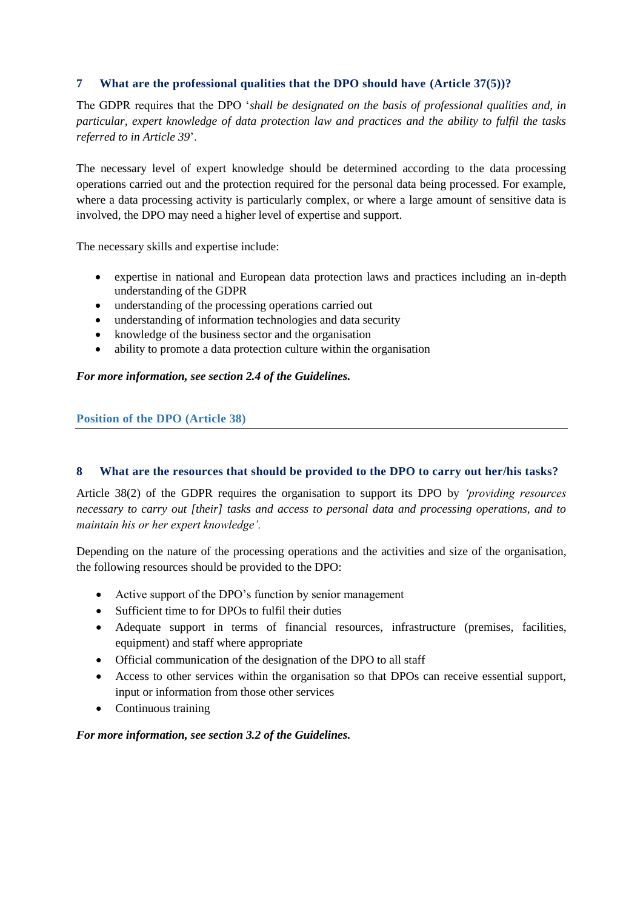## 7 What are the professional qualities that the DPO should have (Article 37(5))?

The GDPR requires that the DPO '*shall be designated on the basis of professional qualities and, in particular, expert knowledge of data protection law and practices and the ability to fulfil the tasks referred to in Article 39*'.

The necessary level of expert knowledge should be determined according to the data processing operations carried out and the protection required for the personal data being processed. For example, where a data processing activity is particularly complex, or where a large amount of sensitive data is involved, the DPO may need a higher level of expertise and support.

The necessary skills and expertise include:

- expertise in national and European data protection laws and practices including an in-depth understanding of the GDPR
- understanding of the processing operations carried out
- understanding of information technologies and data security
- knowledge of the business sector and the organisation
- ability to promote a data protection culture within the organisation

***For more information, see section 2.4 of the Guidelines.***

# Position of the DPO (Article 38)

## 8 What are the resources that should be provided to the DPO to carry out her/his tasks?

Article 38(2) of the GDPR requires the organisation to support its DPO by *'providing resources necessary to carry out [their] tasks and access to personal data and processing operations, and to maintain his or her expert knowledge'.*

Depending on the nature of the processing operations and the activities and size of the organisation, the following resources should be provided to the DPO:

- Active support of the DPO's function by senior management
- Sufficient time to for DPOs to fulfil their duties
- Adequate support in terms of financial resources, infrastructure (premises, facilities, equipment) and staff where appropriate
- Official communication of the designation of the DPO to all staff
- Access to other services within the organisation so that DPOs can receive essential support, input or information from those other services
- Continuous training

***For more information, see section 3.2 of the Guidelines.***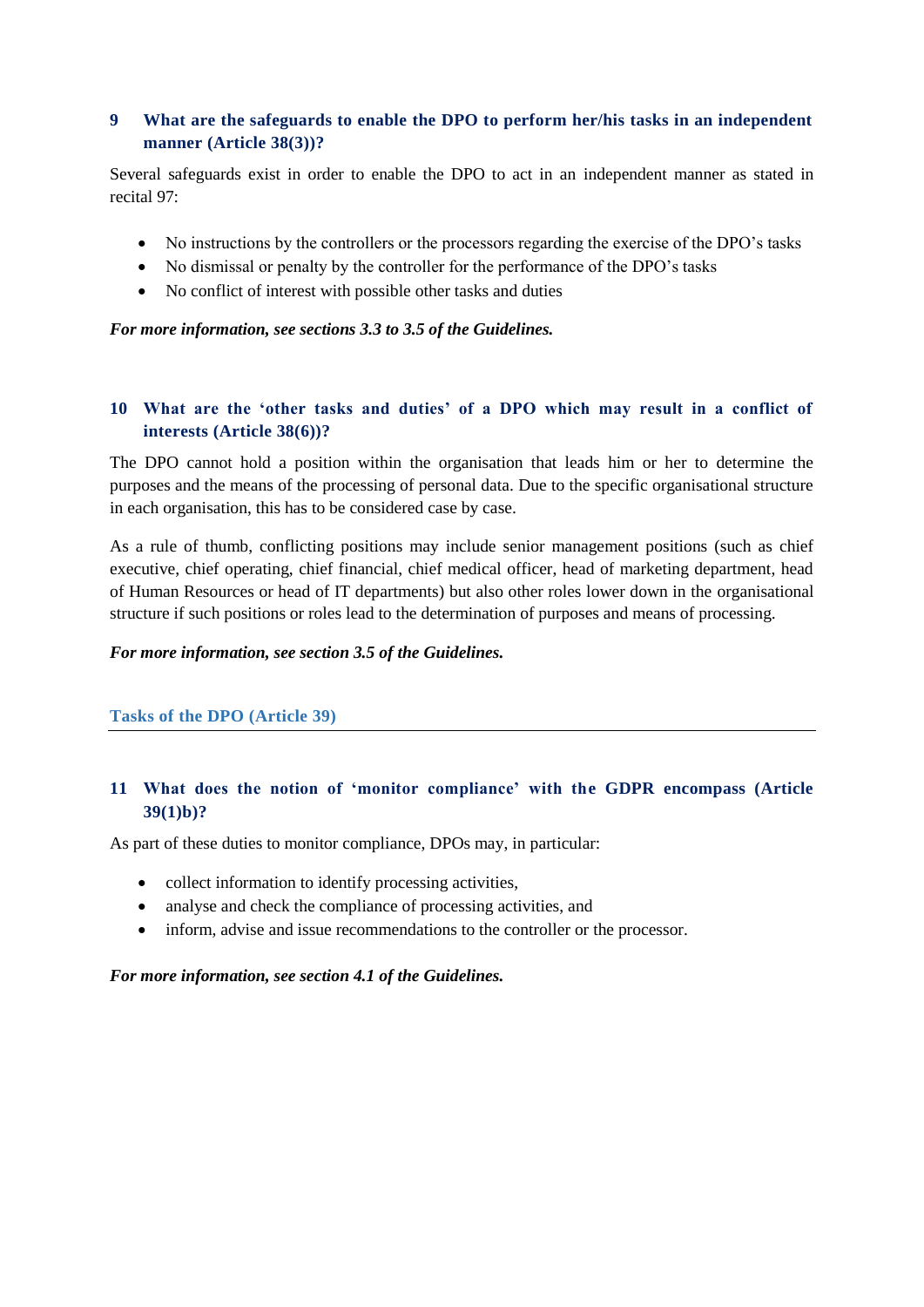### 9 What are the safeguards to enable the DPO to perform her/his tasks in an independent manner (Article 38(3))?

Several safeguards exist in order to enable the DPO to act in an independent manner as stated in recital 97:

- No instructions by the controllers or the processors regarding the exercise of the DPO's tasks
- No dismissal or penalty by the controller for the performance of the DPO's tasks
- No conflict of interest with possible other tasks and duties

***For more information, see sections 3.3 to 3.5 of the Guidelines.***

### 10 What are the 'other tasks and duties' of a DPO which may result in a conflict of interests (Article 38(6))?

The DPO cannot hold a position within the organisation that leads him or her to determine the purposes and the means of the processing of personal data. Due to the specific organisational structure in each organisation, this has to be considered case by case.

As a rule of thumb, conflicting positions may include senior management positions (such as chief executive, chief operating, chief financial, chief medical officer, head of marketing department, head of Human Resources or head of IT departments) but also other roles lower down in the organisational structure if such positions or roles lead to the determination of purposes and means of processing.

***For more information, see section 3.5 of the Guidelines.***

## Tasks of the DPO (Article 39)

### 11 What does the notion of 'monitor compliance' with the GDPR encompass (Article 39(1)b)?

As part of these duties to monitor compliance, DPOs may, in particular:

- collect information to identify processing activities,
- analyse and check the compliance of processing activities, and
- inform, advise and issue recommendations to the controller or the processor.

***For more information, see section 4.1 of the Guidelines.***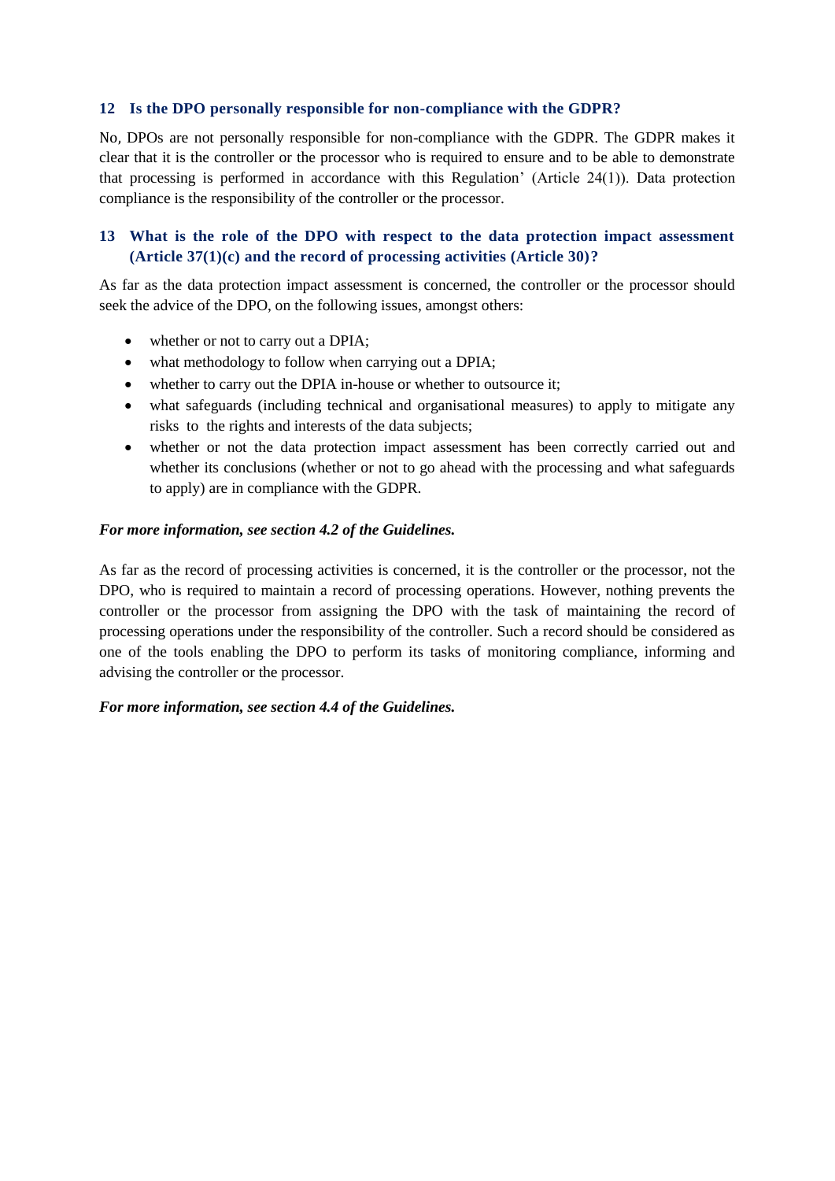## 12 Is the DPO personally responsible for non-compliance with the GDPR?

No, DPOs are not personally responsible for non-compliance with the GDPR. The GDPR makes it clear that it is the controller or the processor who is required to ensure and to be able to demonstrate that processing is performed in accordance with this Regulation' (Article 24(1)). Data protection compliance is the responsibility of the controller or the processor.

## 13 What is the role of the DPO with respect to the data protection impact assessment (Article 37(1)(c) and the record of processing activities (Article 30)?

As far as the data protection impact assessment is concerned, the controller or the processor should seek the advice of the DPO, on the following issues, amongst others:

- whether or not to carry out a DPIA;
- what methodology to follow when carrying out a DPIA;
- whether to carry out the DPIA in-house or whether to outsource it;
- what safeguards (including technical and organisational measures) to apply to mitigate any risks to the rights and interests of the data subjects;
- whether or not the data protection impact assessment has been correctly carried out and whether its conclusions (whether or not to go ahead with the processing and what safeguards to apply) are in compliance with the GDPR.

***For more information, see section 4.2 of the Guidelines.***

As far as the record of processing activities is concerned, it is the controller or the processor, not the DPO, who is required to maintain a record of processing operations. However, nothing prevents the controller or the processor from assigning the DPO with the task of maintaining the record of processing operations under the responsibility of the controller. Such a record should be considered as one of the tools enabling the DPO to perform its tasks of monitoring compliance, informing and advising the controller or the processor.

***For more information, see section 4.4 of the Guidelines.***